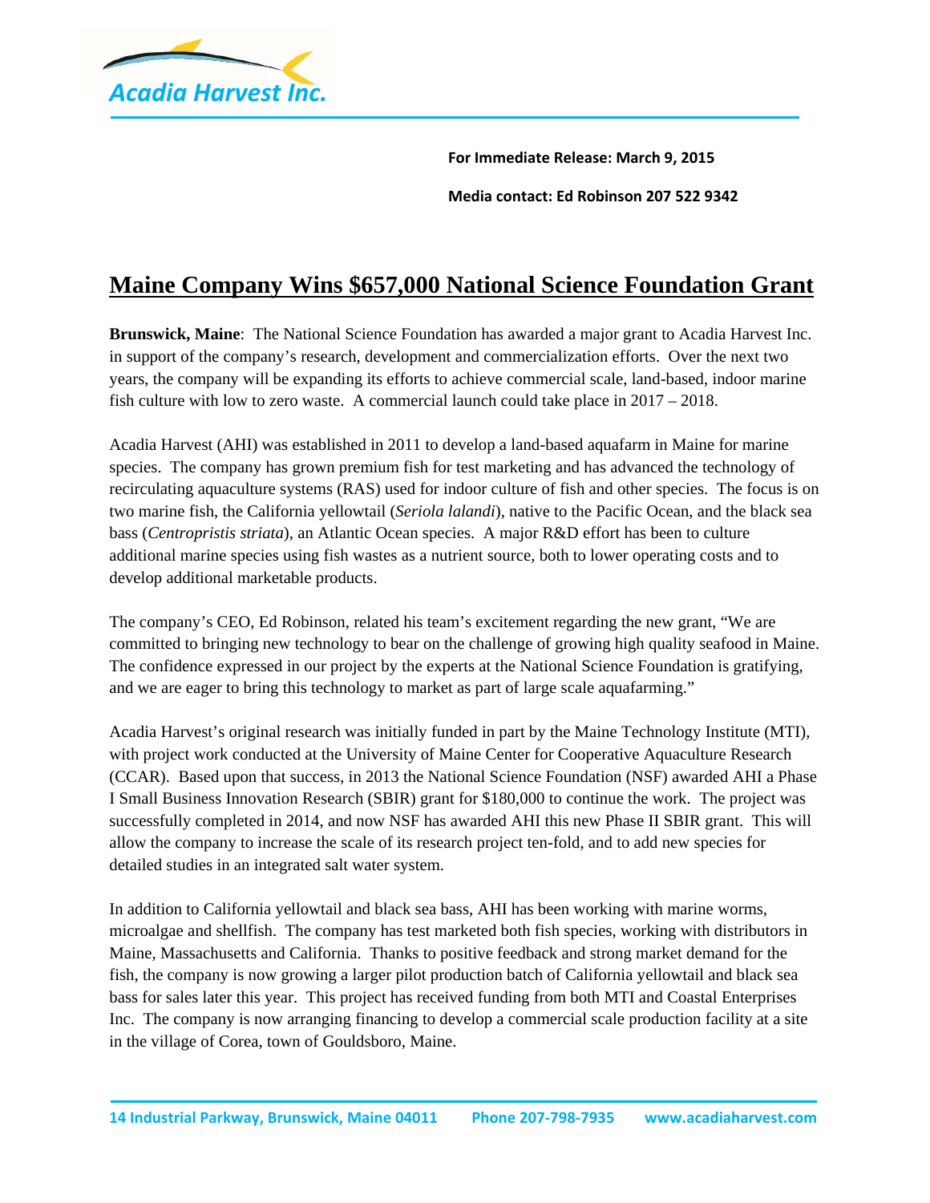Acadia Harvest Inc.

**For Immediate Release: March 9, 2015**

**Media contact: Ed Robinson 207 522 9342**

# Maine Company Wins $657,000 National Science Foundation Grant

**Brunswick, Maine**: The National Science Foundation has awarded a major grant to Acadia Harvest Inc. in support of the company's research, development and commercialization efforts. Over the next two years, the company will be expanding its efforts to achieve commercial scale, land-based, indoor marine fish culture with low to zero waste. A commercial launch could take place in 2017 – 2018.

Acadia Harvest (AHI) was established in 2011 to develop a land-based aquafarm in Maine for marine species. The company has grown premium fish for test marketing and has advanced the technology of recirculating aquaculture systems (RAS) used for indoor culture of fish and other species. The focus is on two marine fish, the California yellowtail (*Seriola lalandi*), native to the Pacific Ocean, and the black sea bass (*Centropristis striata*), an Atlantic Ocean species. A major R&D effort has been to culture additional marine species using fish wastes as a nutrient source, both to lower operating costs and to develop additional marketable products.

The company's CEO, Ed Robinson, related his team's excitement regarding the new grant, "We are committed to bringing new technology to bear on the challenge of growing high quality seafood in Maine. The confidence expressed in our project by the experts at the National Science Foundation is gratifying, and we are eager to bring this technology to market as part of large scale aquafarming."

Acadia Harvest's original research was initially funded in part by the Maine Technology Institute (MTI), with project work conducted at the University of Maine Center for Cooperative Aquaculture Research (CCAR). Based upon that success, in 2013 the National Science Foundation (NSF) awarded AHI a Phase I Small Business Innovation Research (SBIR) grant for $180,000 to continue the work. The project was successfully completed in 2014, and now NSF has awarded AHI this new Phase II SBIR grant. This will allow the company to increase the scale of its research project ten-fold, and to add new species for detailed studies in an integrated salt water system.

In addition to California yellowtail and black sea bass, AHI has been working with marine worms, microalgae and shellfish. The company has test marketed both fish species, working with distributors in Maine, Massachusetts and California. Thanks to positive feedback and strong market demand for the fish, the company is now growing a larger pilot production batch of California yellowtail and black sea bass for sales later this year. This project has received funding from both MTI and Coastal Enterprises Inc. The company is now arranging financing to develop a commercial scale production facility at a site in the village of Corea, town of Gouldsboro, Maine.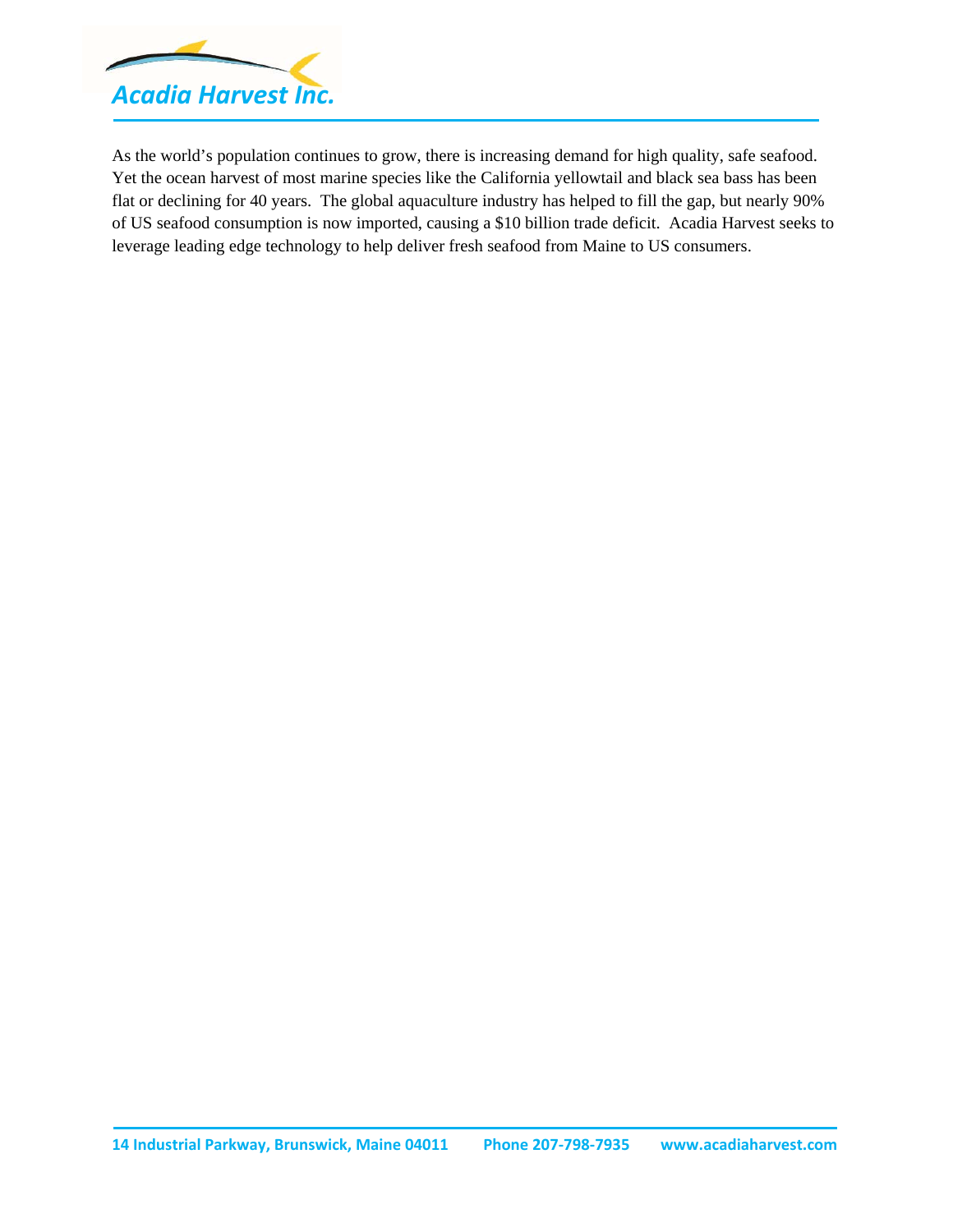As the world's population continues to grow, there is increasing demand for high quality, safe seafood. Yet the ocean harvest of most marine species like the California yellowtail and black sea bass has been flat or declining for 40 years. The global aquaculture industry has helped to fill the gap, but nearly 90% of US seafood consumption is now imported, causing a $10 billion trade deficit. Acadia Harvest seeks to leverage leading edge technology to help deliver fresh seafood from Maine to US consumers.